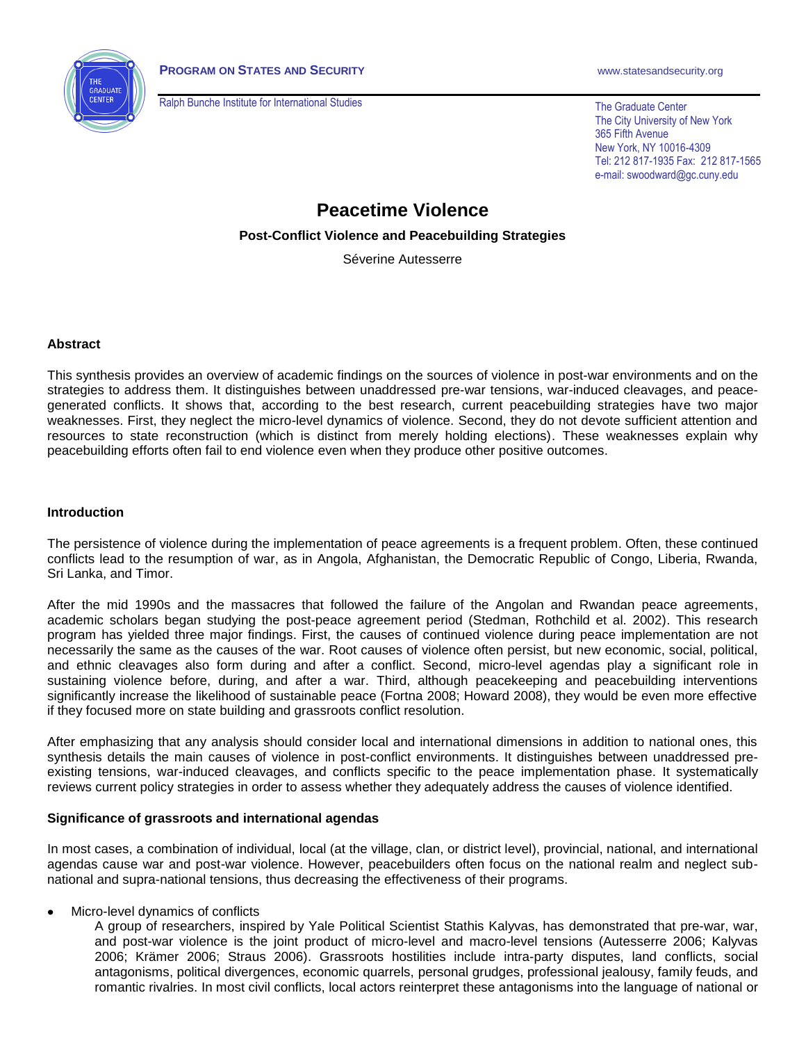**Program on States and Security**

Ralph Bunche Institute for International Studies

www.statesandsecurity.org

The Graduate Center
The City University of New York
365 Fifth Avenue
New York, NY 10016-4309
Tel: 212 817-1935 Fax: 212 817-1565
e-mail: swoodward@gc.cuny.edu

# Peacetime Violence

### Post-Conflict Violence and Peacebuilding Strategies

Séverine Autesserre

#### Abstract

This synthesis provides an overview of academic findings on the sources of violence in post-war environments and on the strategies to address them. It distinguishes between unaddressed pre-war tensions, war-induced cleavages, and peace-generated conflicts. It shows that, according to the best research, current peacebuilding strategies have two major weaknesses. First, they neglect the micro-level dynamics of violence. Second, they do not devote sufficient attention and resources to state reconstruction (which is distinct from merely holding elections). These weaknesses explain why peacebuilding efforts often fail to end violence even when they produce other positive outcomes.

#### Introduction

The persistence of violence during the implementation of peace agreements is a frequent problem. Often, these continued conflicts lead to the resumption of war, as in Angola, Afghanistan, the Democratic Republic of Congo, Liberia, Rwanda, Sri Lanka, and Timor.

After the mid 1990s and the massacres that followed the failure of the Angolan and Rwandan peace agreements, academic scholars began studying the post-peace agreement period (Stedman, Rothchild et al. 2002). This research program has yielded three major findings. First, the causes of continued violence during peace implementation are not necessarily the same as the causes of the war. Root causes of violence often persist, but new economic, social, political, and ethnic cleavages also form during and after a conflict. Second, micro-level agendas play a significant role in sustaining violence before, during, and after a war. Third, although peacekeeping and peacebuilding interventions significantly increase the likelihood of sustainable peace (Fortna 2008; Howard 2008), they would be even more effective if they focused more on state building and grassroots conflict resolution.

After emphasizing that any analysis should consider local and international dimensions in addition to national ones, this synthesis details the main causes of violence in post-conflict environments. It distinguishes between unaddressed pre-existing tensions, war-induced cleavages, and conflicts specific to the peace implementation phase. It systematically reviews current policy strategies in order to assess whether they adequately address the causes of violence identified.

#### Significance of grassroots and international agendas

In most cases, a combination of individual, local (at the village, clan, or district level), provincial, national, and international agendas cause war and post-war violence. However, peacebuilders often focus on the national realm and neglect sub-national and supra-national tensions, thus decreasing the effectiveness of their programs.

- Micro-level dynamics of conflicts

  A group of researchers, inspired by Yale Political Scientist Stathis Kalyvas, has demonstrated that pre-war, war, and post-war violence is the joint product of micro-level and macro-level tensions (Autesserre 2006; Kalyvas 2006; Krämer 2006; Straus 2006). Grassroots hostilities include intra-party disputes, land conflicts, social antagonisms, political divergences, economic quarrels, personal grudges, professional jealousy, family feuds, and romantic rivalries. In most civil conflicts, local actors reinterpret these antagonisms into the language of national or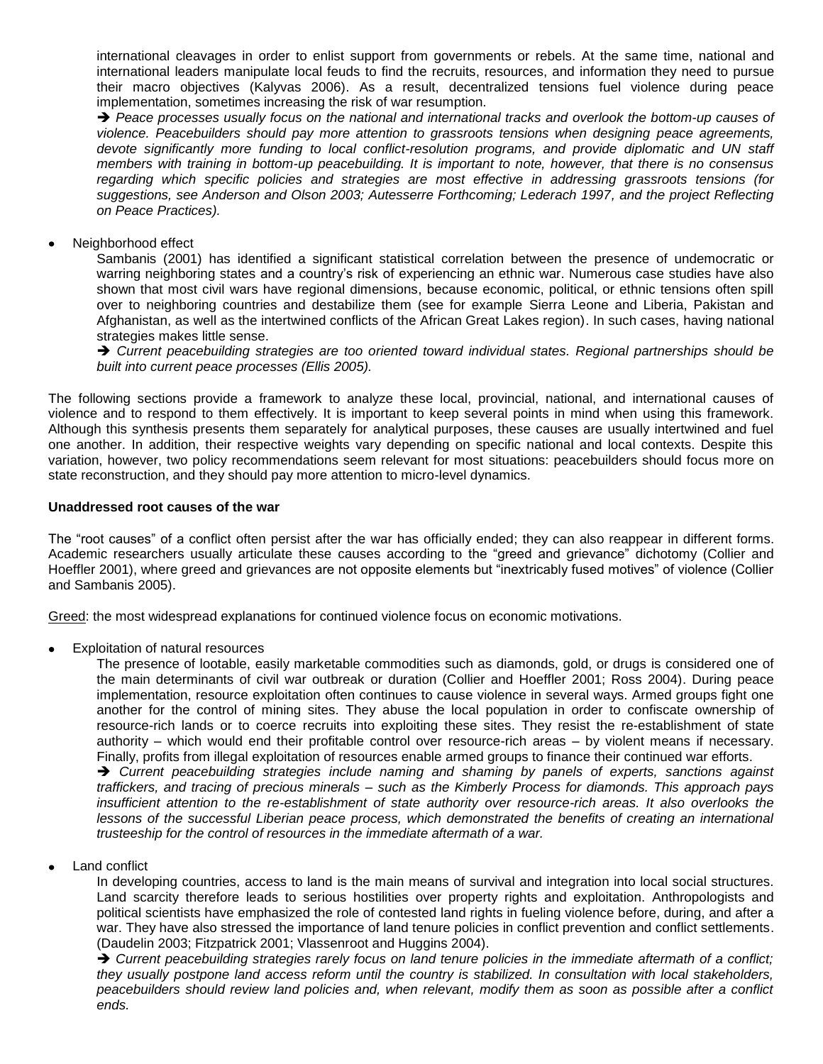international cleavages in order to enlist support from governments or rebels. At the same time, national and international leaders manipulate local feuds to find the recruits, resources, and information they need to pursue their macro objectives (Kalyvas 2006). As a result, decentralized tensions fuel violence during peace implementation, sometimes increasing the risk of war resumption.

➔ *Peace processes usually focus on the national and international tracks and overlook the bottom-up causes of violence. Peacebuilders should pay more attention to grassroots tensions when designing peace agreements, devote significantly more funding to local conflict-resolution programs, and provide diplomatic and UN staff members with training in bottom-up peacebuilding. It is important to note, however, that there is no consensus regarding which specific policies and strategies are most effective in addressing grassroots tensions (for suggestions, see Anderson and Olson 2003; Autesserre Forthcoming; Lederach 1997, and the project Reflecting on Peace Practices).*

- Neighborhood effect

  Sambanis (2001) has identified a significant statistical correlation between the presence of undemocratic or warring neighboring states and a country's risk of experiencing an ethnic war. Numerous case studies have also shown that most civil wars have regional dimensions, because economic, political, or ethnic tensions often spill over to neighboring countries and destabilize them (see for example Sierra Leone and Liberia, Pakistan and Afghanistan, as well as the intertwined conflicts of the African Great Lakes region). In such cases, having national strategies makes little sense.

  ➔ *Current peacebuilding strategies are too oriented toward individual states. Regional partnerships should be built into current peace processes (Ellis 2005).*

The following sections provide a framework to analyze these local, provincial, national, and international causes of violence and to respond to them effectively. It is important to keep several points in mind when using this framework. Although this synthesis presents them separately for analytical purposes, these causes are usually intertwined and fuel one another. In addition, their respective weights vary depending on specific national and local contexts. Despite this variation, however, two policy recommendations seem relevant for most situations: peacebuilders should focus more on state reconstruction, and they should pay more attention to micro-level dynamics.

**Unaddressed root causes of the war**

The "root causes" of a conflict often persist after the war has officially ended; they can also reappear in different forms. Academic researchers usually articulate these causes according to the "greed and grievance" dichotomy (Collier and Hoeffler 2001), where greed and grievances are not opposite elements but "inextricably fused motives" of violence (Collier and Sambanis 2005).

<u>Greed</u>: the most widespread explanations for continued violence focus on economic motivations.

- Exploitation of natural resources

  The presence of lootable, easily marketable commodities such as diamonds, gold, or drugs is considered one of the main determinants of civil war outbreak or duration (Collier and Hoeffler 2001; Ross 2004). During peace implementation, resource exploitation often continues to cause violence in several ways. Armed groups fight one another for the control of mining sites. They abuse the local population in order to confiscate ownership of resource-rich lands or to coerce recruits into exploiting these sites. They resist the re-establishment of state authority – which would end their profitable control over resource-rich areas – by violent means if necessary. Finally, profits from illegal exploitation of resources enable armed groups to finance their continued war efforts.

  ➔ *Current peacebuilding strategies include naming and shaming by panels of experts, sanctions against traffickers, and tracing of precious minerals – such as the Kimberly Process for diamonds. This approach pays insufficient attention to the re-establishment of state authority over resource-rich areas. It also overlooks the lessons of the successful Liberian peace process, which demonstrated the benefits of creating an international trusteeship for the control of resources in the immediate aftermath of a war.*

- Land conflict

  In developing countries, access to land is the main means of survival and integration into local social structures. Land scarcity therefore leads to serious hostilities over property rights and exploitation. Anthropologists and political scientists have emphasized the role of contested land rights in fueling violence before, during, and after a war. They have also stressed the importance of land tenure policies in conflict prevention and conflict settlements. (Daudelin 2003; Fitzpatrick 2001; Vlassenroot and Huggins 2004).

  ➔ *Current peacebuilding strategies rarely focus on land tenure policies in the immediate aftermath of a conflict; they usually postpone land access reform until the country is stabilized. In consultation with local stakeholders, peacebuilders should review land policies and, when relevant, modify them as soon as possible after a conflict ends.*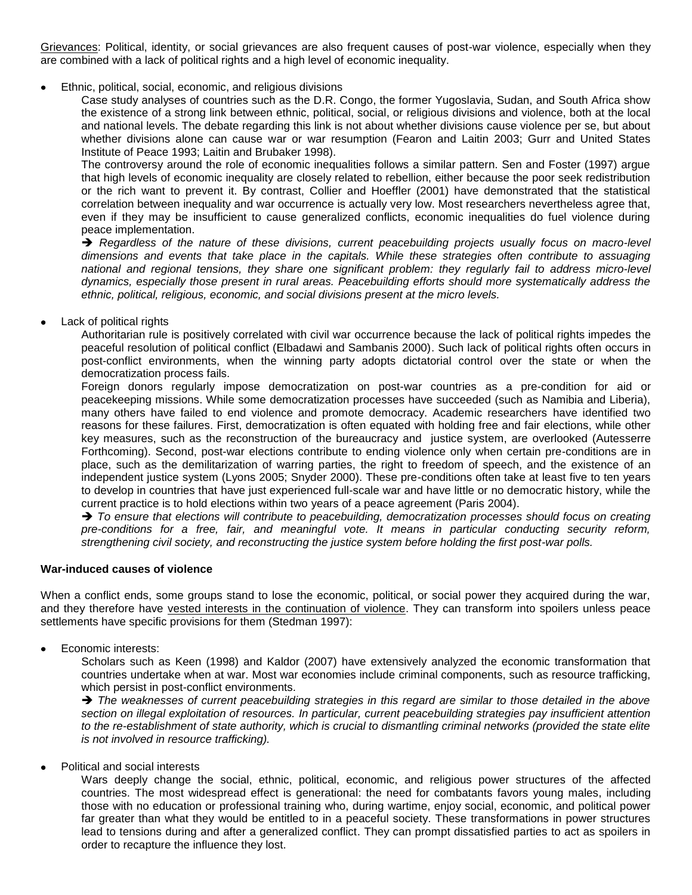Grievances: Political, identity, or social grievances are also frequent causes of post-war violence, especially when they are combined with a lack of political rights and a high level of economic inequality.

- Ethnic, political, social, economic, and religious divisions

  Case study analyses of countries such as the D.R. Congo, the former Yugoslavia, Sudan, and South Africa show the existence of a strong link between ethnic, political, social, or religious divisions and violence, both at the local and national levels. The debate regarding this link is not about whether divisions cause violence per se, but about whether divisions alone can cause war or war resumption (Fearon and Laitin 2003; Gurr and United States Institute of Peace 1993; Laitin and Brubaker 1998).

  The controversy around the role of economic inequalities follows a similar pattern. Sen and Foster (1997) argue that high levels of economic inequality are closely related to rebellion, either because the poor seek redistribution or the rich want to prevent it. By contrast, Collier and Hoeffler (2001) have demonstrated that the statistical correlation between inequality and war occurrence is actually very low. Most researchers nevertheless agree that, even if they may be insufficient to cause generalized conflicts, economic inequalities do fuel violence during peace implementation.

  ➔ *Regardless of the nature of these divisions, current peacebuilding projects usually focus on macro-level dimensions and events that take place in the capitals. While these strategies often contribute to assuaging national and regional tensions, they share one significant problem: they regularly fail to address micro-level dynamics, especially those present in rural areas. Peacebuilding efforts should more systematically address the ethnic, political, religious, economic, and social divisions present at the micro levels.*

- Lack of political rights

  Authoritarian rule is positively correlated with civil war occurrence because the lack of political rights impedes the peaceful resolution of political conflict (Elbadawi and Sambanis 2000). Such lack of political rights often occurs in post-conflict environments, when the winning party adopts dictatorial control over the state or when the democratization process fails.

  Foreign donors regularly impose democratization on post-war countries as a pre-condition for aid or peacekeeping missions. While some democratization processes have succeeded (such as Namibia and Liberia), many others have failed to end violence and promote democracy. Academic researchers have identified two reasons for these failures. First, democratization is often equated with holding free and fair elections, while other key measures, such as the reconstruction of the bureaucracy and justice system, are overlooked (Autesserre Forthcoming). Second, post-war elections contribute to ending violence only when certain pre-conditions are in place, such as the demilitarization of warring parties, the right to freedom of speech, and the existence of an independent justice system (Lyons 2005; Snyder 2000). These pre-conditions often take at least five to ten years to develop in countries that have just experienced full-scale war and have little or no democratic history, while the current practice is to hold elections within two years of a peace agreement (Paris 2004).

  ➔ *To ensure that elections will contribute to peacebuilding, democratization processes should focus on creating pre-conditions for a free, fair, and meaningful vote. It means in particular conducting security reform, strengthening civil society, and reconstructing the justice system before holding the first post-war polls.*

**War-induced causes of violence**

When a conflict ends, some groups stand to lose the economic, political, or social power they acquired during the war, and they therefore have vested interests in the continuation of violence. They can transform into spoilers unless peace settlements have specific provisions for them (Stedman 1997):

- Economic interests:

  Scholars such as Keen (1998) and Kaldor (2007) have extensively analyzed the economic transformation that countries undertake when at war. Most war economies include criminal components, such as resource trafficking, which persist in post-conflict environments.

  ➔ *The weaknesses of current peacebuilding strategies in this regard are similar to those detailed in the above section on illegal exploitation of resources. In particular, current peacebuilding strategies pay insufficient attention to the re-establishment of state authority, which is crucial to dismantling criminal networks (provided the state elite is not involved in resource trafficking).*

- Political and social interests

  Wars deeply change the social, ethnic, political, economic, and religious power structures of the affected countries. The most widespread effect is generational: the need for combatants favors young males, including those with no education or professional training who, during wartime, enjoy social, economic, and political power far greater than what they would be entitled to in a peaceful society. These transformations in power structures lead to tensions during and after a generalized conflict. They can prompt dissatisfied parties to act as spoilers in order to recapture the influence they lost.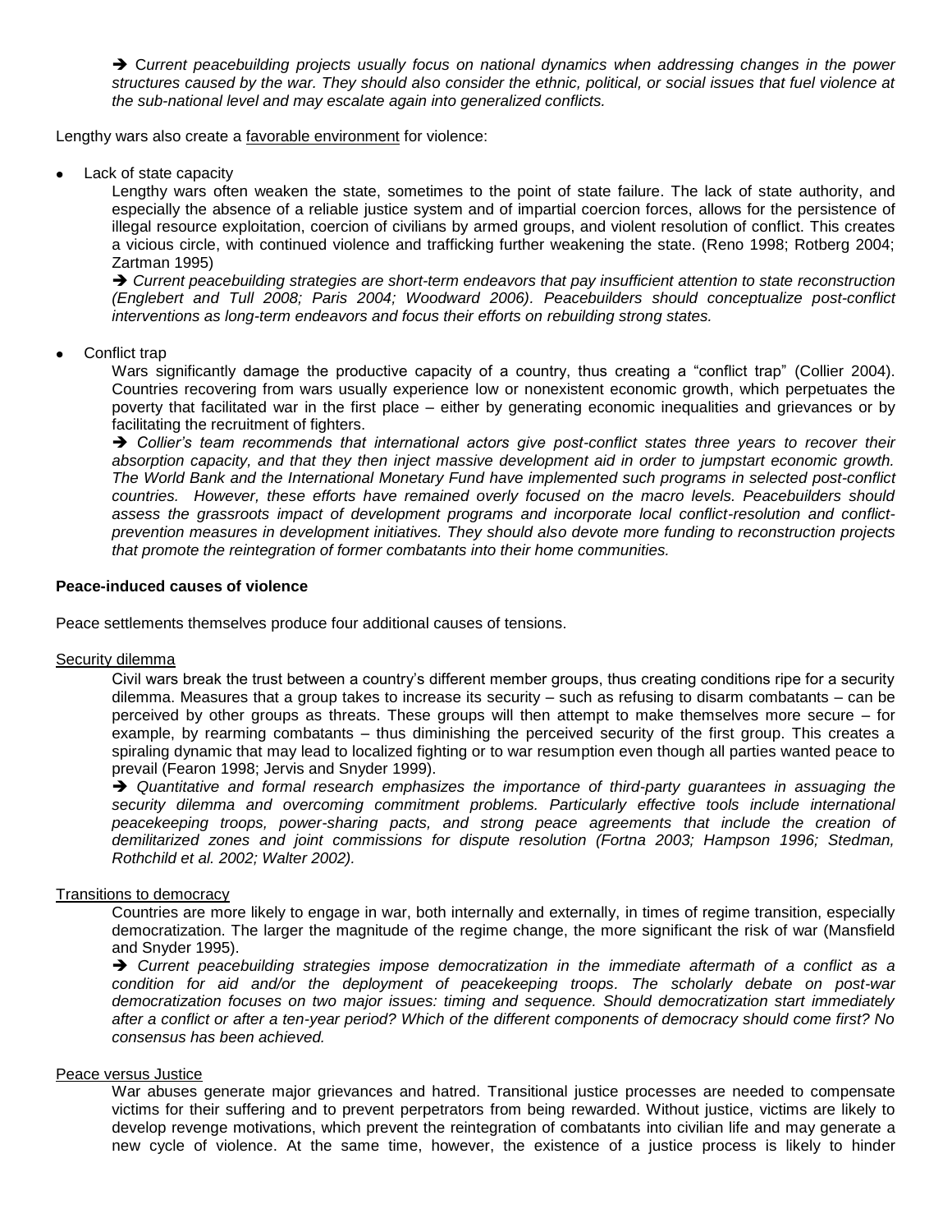➔ *Current peacebuilding projects usually focus on national dynamics when addressing changes in the power structures caused by the war. They should also consider the ethnic, political, or social issues that fuel violence at the sub-national level and may escalate again into generalized conflicts.*

Lengthy wars also create a favorable environment for violence:

- Lack of state capacity

  Lengthy wars often weaken the state, sometimes to the point of state failure. The lack of state authority, and especially the absence of a reliable justice system and of impartial coercion forces, allows for the persistence of illegal resource exploitation, coercion of civilians by armed groups, and violent resolution of conflict. This creates a vicious circle, with continued violence and trafficking further weakening the state. (Reno 1998; Rotberg 2004; Zartman 1995)

  ➔ *Current peacebuilding strategies are short-term endeavors that pay insufficient attention to state reconstruction (Englebert and Tull 2008; Paris 2004; Woodward 2006). Peacebuilders should conceptualize post-conflict interventions as long-term endeavors and focus their efforts on rebuilding strong states.*

- Conflict trap

  Wars significantly damage the productive capacity of a country, thus creating a "conflict trap" (Collier 2004). Countries recovering from wars usually experience low or nonexistent economic growth, which perpetuates the poverty that facilitated war in the first place – either by generating economic inequalities and grievances or by facilitating the recruitment of fighters.

  ➔ *Collier's team recommends that international actors give post-conflict states three years to recover their absorption capacity, and that they then inject massive development aid in order to jumpstart economic growth. The World Bank and the International Monetary Fund have implemented such programs in selected post-conflict countries. However, these efforts have remained overly focused on the macro levels. Peacebuilders should assess the grassroots impact of development programs and incorporate local conflict-resolution and conflict-prevention measures in development initiatives. They should also devote more funding to reconstruction projects that promote the reintegration of former combatants into their home communities.*

**Peace-induced causes of violence**

Peace settlements themselves produce four additional causes of tensions.

Security dilemma

Civil wars break the trust between a country's different member groups, thus creating conditions ripe for a security dilemma. Measures that a group takes to increase its security – such as refusing to disarm combatants – can be perceived by other groups as threats. These groups will then attempt to make themselves more secure – for example, by rearming combatants – thus diminishing the perceived security of the first group. This creates a spiraling dynamic that may lead to localized fighting or to war resumption even though all parties wanted peace to prevail (Fearon 1998; Jervis and Snyder 1999).

➔ *Quantitative and formal research emphasizes the importance of third-party guarantees in assuaging the security dilemma and overcoming commitment problems. Particularly effective tools include international peacekeeping troops, power-sharing pacts, and strong peace agreements that include the creation of demilitarized zones and joint commissions for dispute resolution (Fortna 2003; Hampson 1996; Stedman, Rothchild et al. 2002; Walter 2002).*

Transitions to democracy

Countries are more likely to engage in war, both internally and externally, in times of regime transition, especially democratization. The larger the magnitude of the regime change, the more significant the risk of war (Mansfield and Snyder 1995).

➔ *Current peacebuilding strategies impose democratization in the immediate aftermath of a conflict as a condition for aid and/or the deployment of peacekeeping troops. The scholarly debate on post-war democratization focuses on two major issues: timing and sequence. Should democratization start immediately after a conflict or after a ten-year period? Which of the different components of democracy should come first? No consensus has been achieved.*

Peace versus Justice

War abuses generate major grievances and hatred. Transitional justice processes are needed to compensate victims for their suffering and to prevent perpetrators from being rewarded. Without justice, victims are likely to develop revenge motivations, which prevent the reintegration of combatants into civilian life and may generate a new cycle of violence. At the same time, however, the existence of a justice process is likely to hinder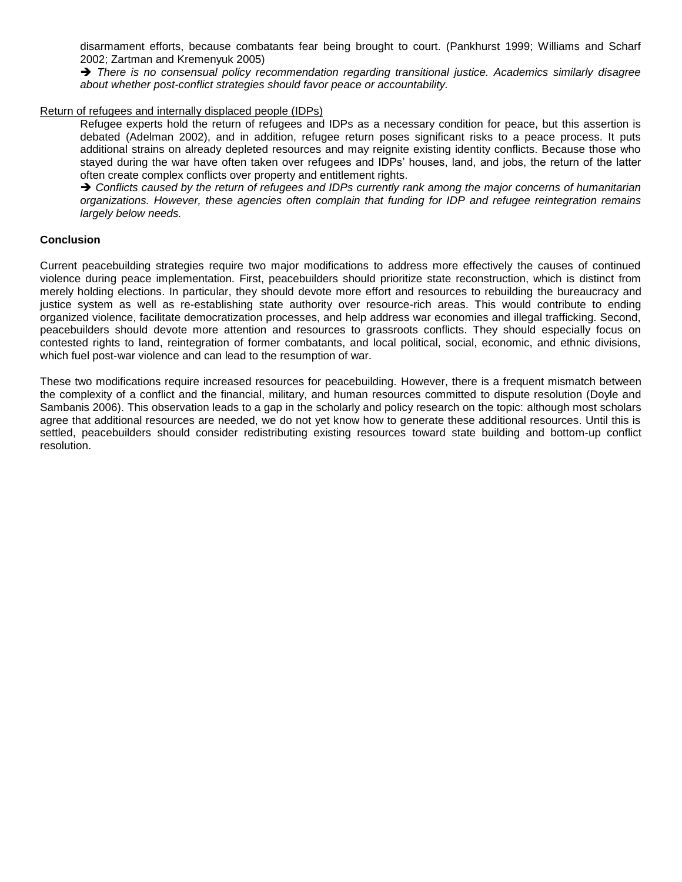disarmament efforts, because combatants fear being brought to court. (Pankhurst 1999; Williams and Scharf 2002; Zartman and Kremenyuk 2005)

➔ *There is no consensual policy recommendation regarding transitional justice. Academics similarly disagree about whether post-conflict strategies should favor peace or accountability.*

<u>Return of refugees and internally displaced people (IDPs)</u>

Refugee experts hold the return of refugees and IDPs as a necessary condition for peace, but this assertion is debated (Adelman 2002), and in addition, refugee return poses significant risks to a peace process. It puts additional strains on already depleted resources and may reignite existing identity conflicts. Because those who stayed during the war have often taken over refugees and IDPs' houses, land, and jobs, the return of the latter often create complex conflicts over property and entitlement rights.

➔ *Conflicts caused by the return of refugees and IDPs currently rank among the major concerns of humanitarian organizations. However, these agencies often complain that funding for IDP and refugee reintegration remains largely below needs.*

**Conclusion**

Current peacebuilding strategies require two major modifications to address more effectively the causes of continued violence during peace implementation. First, peacebuilders should prioritize state reconstruction, which is distinct from merely holding elections. In particular, they should devote more effort and resources to rebuilding the bureaucracy and justice system as well as re-establishing state authority over resource-rich areas. This would contribute to ending organized violence, facilitate democratization processes, and help address war economies and illegal trafficking. Second, peacebuilders should devote more attention and resources to grassroots conflicts. They should especially focus on contested rights to land, reintegration of former combatants, and local political, social, economic, and ethnic divisions, which fuel post-war violence and can lead to the resumption of war.

These two modifications require increased resources for peacebuilding. However, there is a frequent mismatch between the complexity of a conflict and the financial, military, and human resources committed to dispute resolution (Doyle and Sambanis 2006). This observation leads to a gap in the scholarly and policy research on the topic: although most scholars agree that additional resources are needed, we do not yet know how to generate these additional resources. Until this is settled, peacebuilders should consider redistributing existing resources toward state building and bottom-up conflict resolution.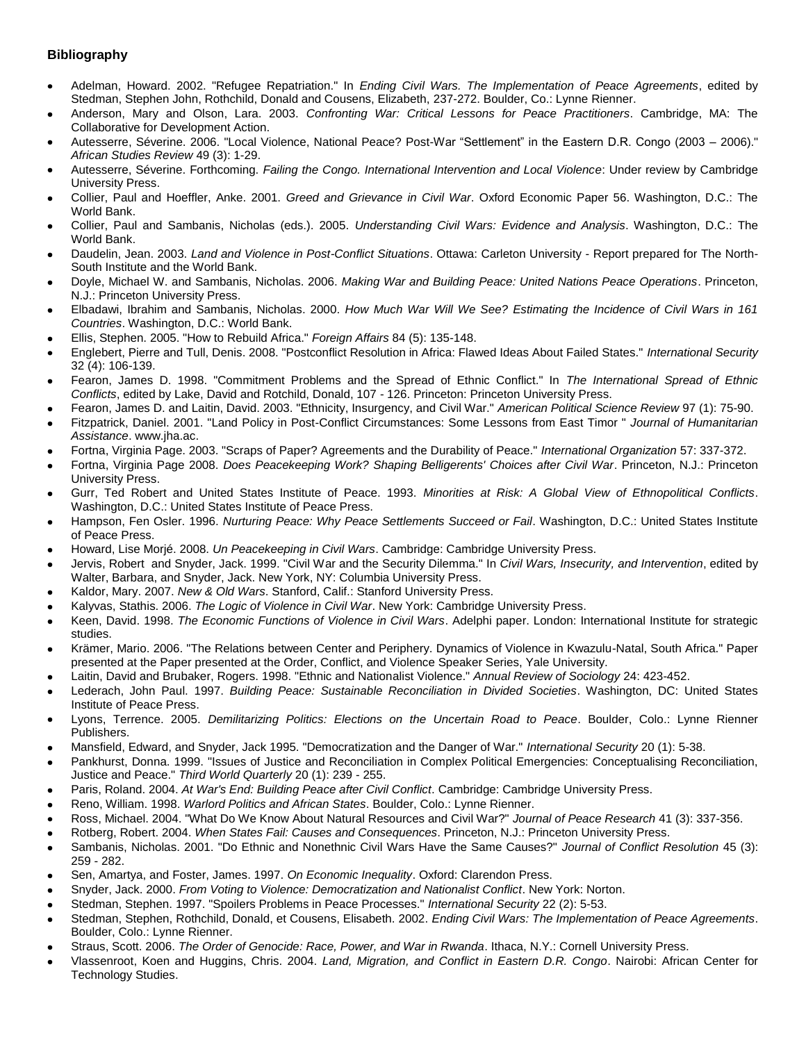### Bibliography

- Adelman, Howard. 2002. "Refugee Repatriation." In *Ending Civil Wars. The Implementation of Peace Agreements*, edited by Stedman, Stephen John, Rothchild, Donald and Cousens, Elizabeth, 237-272. Boulder, Co.: Lynne Rienner.
- Anderson, Mary and Olson, Lara. 2003. *Confronting War: Critical Lessons for Peace Practitioners*. Cambridge, MA: The Collaborative for Development Action.
- Autesserre, Séverine. 2006. "Local Violence, National Peace? Post-War "Settlement" in the Eastern D.R. Congo (2003 – 2006)." *African Studies Review* 49 (3): 1-29.
- Autesserre, Séverine. Forthcoming. *Failing the Congo. International Intervention and Local Violence*: Under review by Cambridge University Press.
- Collier, Paul and Hoeffler, Anke. 2001. *Greed and Grievance in Civil War*. Oxford Economic Paper 56. Washington, D.C.: The World Bank.
- Collier, Paul and Sambanis, Nicholas (eds.). 2005. *Understanding Civil Wars: Evidence and Analysis*. Washington, D.C.: The World Bank.
- Daudelin, Jean. 2003. *Land and Violence in Post-Conflict Situations*. Ottawa: Carleton University - Report prepared for The North-South Institute and the World Bank.
- Doyle, Michael W. and Sambanis, Nicholas. 2006. *Making War and Building Peace: United Nations Peace Operations*. Princeton, N.J.: Princeton University Press.
- Elbadawi, Ibrahim and Sambanis, Nicholas. 2000. *How Much War Will We See? Estimating the Incidence of Civil Wars in 161 Countries*. Washington, D.C.: World Bank.
- Ellis, Stephen. 2005. "How to Rebuild Africa." *Foreign Affairs* 84 (5): 135-148.
- Englebert, Pierre and Tull, Denis. 2008. "Postconflict Resolution in Africa: Flawed Ideas About Failed States." *International Security* 32 (4): 106-139.
- Fearon, James D. 1998. "Commitment Problems and the Spread of Ethnic Conflict." In *The International Spread of Ethnic Conflicts*, edited by Lake, David and Rotchild, Donald, 107 - 126. Princeton: Princeton University Press.
- Fearon, James D. and Laitin, David. 2003. "Ethnicity, Insurgency, and Civil War." *American Political Science Review* 97 (1): 75-90.
- Fitzpatrick, Daniel. 2001. "Land Policy in Post-Conflict Circumstances: Some Lessons from East Timor " *Journal of Humanitarian Assistance*. www.jha.ac.
- Fortna, Virginia Page. 2003. "Scraps of Paper? Agreements and the Durability of Peace." *International Organization* 57: 337-372.
- Fortna, Virginia Page 2008. *Does Peacekeeping Work? Shaping Belligerents' Choices after Civil War*. Princeton, N.J.: Princeton University Press.
- Gurr, Ted Robert and United States Institute of Peace. 1993. *Minorities at Risk: A Global View of Ethnopolitical Conflicts*. Washington, D.C.: United States Institute of Peace Press.
- Hampson, Fen Osler. 1996. *Nurturing Peace: Why Peace Settlements Succeed or Fail*. Washington, D.C.: United States Institute of Peace Press.
- Howard, Lise Morjé. 2008. *Un Peacekeeping in Civil Wars*. Cambridge: Cambridge University Press.
- Jervis, Robert and Snyder, Jack. 1999. "Civil War and the Security Dilemma." In *Civil Wars, Insecurity, and Intervention*, edited by Walter, Barbara, and Snyder, Jack. New York, NY: Columbia University Press.
- Kaldor, Mary. 2007. *New & Old Wars*. Stanford, Calif.: Stanford University Press.
- Kalyvas, Stathis. 2006. *The Logic of Violence in Civil War*. New York: Cambridge University Press.
- Keen, David. 1998. *The Economic Functions of Violence in Civil Wars*. Adelphi paper. London: International Institute for strategic studies.
- Krämer, Mario. 2006. "The Relations between Center and Periphery. Dynamics of Violence in Kwazulu-Natal, South Africa." Paper presented at the Paper presented at the Order, Conflict, and Violence Speaker Series, Yale University.
- Laitin, David and Brubaker, Rogers. 1998. "Ethnic and Nationalist Violence." *Annual Review of Sociology* 24: 423-452.
- Lederach, John Paul. 1997. *Building Peace: Sustainable Reconciliation in Divided Societies*. Washington, DC: United States Institute of Peace Press.
- Lyons, Terrence. 2005. *Demilitarizing Politics: Elections on the Uncertain Road to Peace*. Boulder, Colo.: Lynne Rienner Publishers.
- Mansfield, Edward, and Snyder, Jack 1995. "Democratization and the Danger of War." *International Security* 20 (1): 5-38.
- Pankhurst, Donna. 1999. "Issues of Justice and Reconciliation in Complex Political Emergencies: Conceptualising Reconciliation, Justice and Peace." *Third World Quarterly* 20 (1): 239 - 255.
- Paris, Roland. 2004. *At War's End: Building Peace after Civil Conflict*. Cambridge: Cambridge University Press.
- Reno, William. 1998. *Warlord Politics and African States*. Boulder, Colo.: Lynne Rienner.
- Ross, Michael. 2004. "What Do We Know About Natural Resources and Civil War?" *Journal of Peace Research* 41 (3): 337-356.
- Rotberg, Robert. 2004. *When States Fail: Causes and Consequences*. Princeton, N.J.: Princeton University Press.
- Sambanis, Nicholas. 2001. "Do Ethnic and Nonethnic Civil Wars Have the Same Causes?" *Journal of Conflict Resolution* 45 (3): 259 - 282.
- Sen, Amartya, and Foster, James. 1997. *On Economic Inequality*. Oxford: Clarendon Press.
- Snyder, Jack. 2000. *From Voting to Violence: Democratization and Nationalist Conflict*. New York: Norton.
- Stedman, Stephen. 1997. "Spoilers Problems in Peace Processes." *International Security* 22 (2): 5-53.
- Stedman, Stephen, Rothchild, Donald, et Cousens, Elisabeth. 2002. *Ending Civil Wars: The Implementation of Peace Agreements*. Boulder, Colo.: Lynne Rienner.
- Straus, Scott. 2006. *The Order of Genocide: Race, Power, and War in Rwanda*. Ithaca, N.Y.: Cornell University Press.
- Vlassenroot, Koen and Huggins, Chris. 2004. *Land, Migration, and Conflict in Eastern D.R. Congo*. Nairobi: African Center for Technology Studies.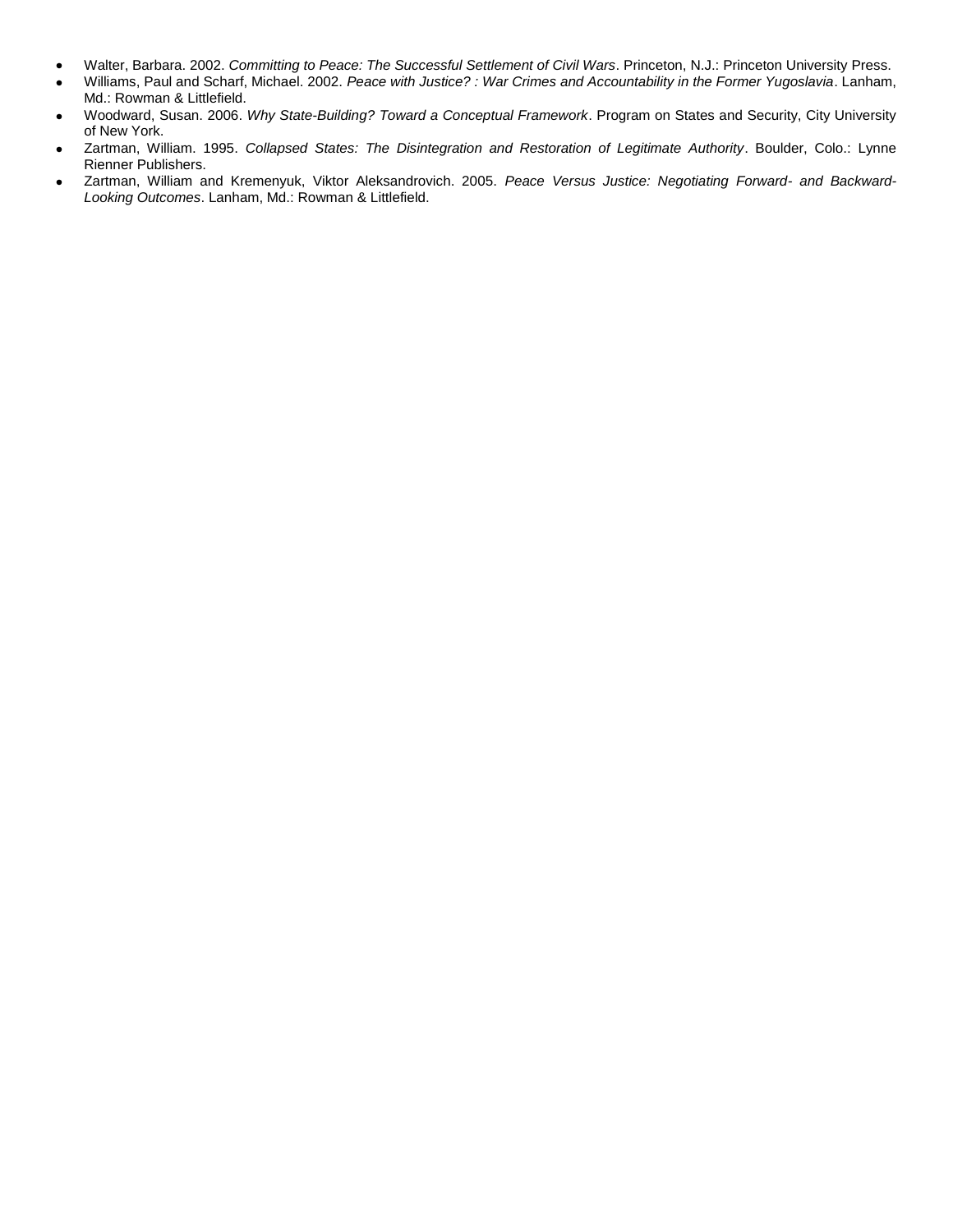- Walter, Barbara. 2002. *Committing to Peace: The Successful Settlement of Civil Wars*. Princeton, N.J.: Princeton University Press.
- Williams, Paul and Scharf, Michael. 2002. *Peace with Justice? : War Crimes and Accountability in the Former Yugoslavia*. Lanham, Md.: Rowman & Littlefield.
- Woodward, Susan. 2006. *Why State-Building? Toward a Conceptual Framework*. Program on States and Security, City University of New York.
- Zartman, William. 1995. *Collapsed States: The Disintegration and Restoration of Legitimate Authority*. Boulder, Colo.: Lynne Rienner Publishers.
- Zartman, William and Kremenyuk, Viktor Aleksandrovich. 2005. *Peace Versus Justice: Negotiating Forward- and Backward-Looking Outcomes*. Lanham, Md.: Rowman & Littlefield.